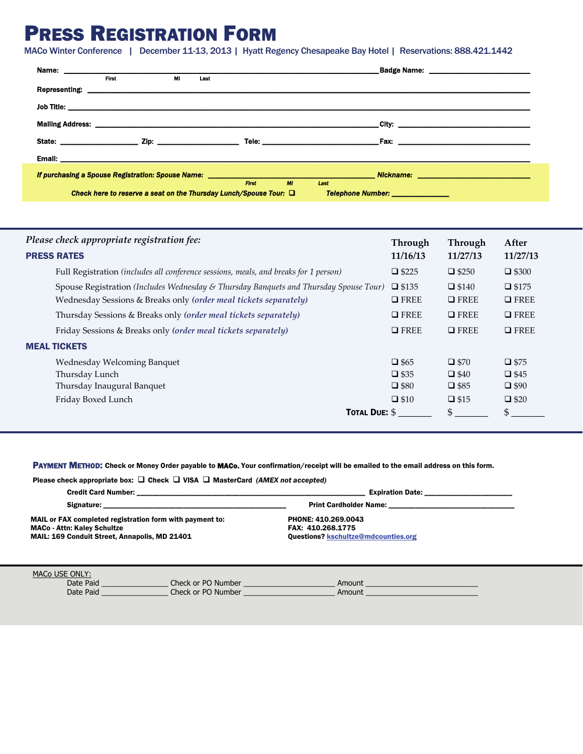# PRESS REGISTRATION FORM

MACo Winter Conference | December 11-13, 2013 | Hyatt Regency Chesapeake Bay Hotel | Reservations: 888.421.1442

**Name:** ______________________________ **Badge Name:** ______________________
First MI Last

**Representing:** ______________________________________________________________

**Job Title:** ______________________________________________________________

**Mailing Address:** ______________________________ **City:** ______________________

**State:** ____________ **Zip:** ____________ **Tele:** ____________ **Fax:** ____________

**Email:** ______________________________________________________________

***If purchasing a Spouse Registration: Spouse Name:*** ______________________ ***Nickname:*** ______________________
First MI Last

***Check here to reserve a seat on the Thursday Lunch/Spouse Tour:*** ❑ ***Telephone Number:*** ______________

| *Please check appropriate registration fee:* | Through 11/16/13 | Through 11/27/13 | After 11/27/13 |
|---|---|---|---|
| **PRESS RATES** | | | |
| Full Registration *(includes all conference sessions, meals, and breaks for 1 person)* | ❑ $225 | ❑ $250 | ❑ $300 |
| Spouse Registration *(Includes Wednesday & Thursday Banquets and Thursday Spouse Tour)* | ❑ $135 | ❑ $140 | ❑ $175 |
| Wednesday Sessions & Breaks only ***(order meal tickets separately)*** | ❑ FREE | ❑ FREE | ❑ FREE |
| Thursday Sessions & Breaks only ***(order meal tickets separately)*** | ❑ FREE | ❑ FREE | ❑ FREE |
| Friday Sessions & Breaks only ***(order meal tickets separately)*** | ❑ FREE | ❑ FREE | ❑ FREE |
| **MEAL TICKETS** | | | |
| Wednesday Welcoming Banquet | ❑ $65 | ❑ $70 | ❑ $75 |
| Thursday Lunch | ❑ $35 | ❑ $40 | ❑ $45 |
| Thursday Inaugural Banquet | ❑ $80 | ❑ $85 | ❑ $90 |
| Friday Boxed Lunch | ❑ $10 | ❑ $15 | ❑ $20 |
| **TOTAL DUE:** | $ _______ | $ _______ | $ _______ |

**PAYMENT METHOD: Check or Money Order payable to MACo. Your confirmation/receipt will be emailed to the email address on this form.**

**Please check appropriate box:** ❑ **Check** ❑ **VISA** ❑ **MasterCard** ***(AMEX not accepted)***

**Credit Card Number:** ______________________________ **Expiration Date:** ______________

**Signature:** ______________________________ **Print Cardholder Name:** ______________________

**MAIL or FAX completed registration form with payment to:**
**MACo - Attn: Kaley Schultze**
**MAIL: 169 Conduit Street, Annapolis, MD 21401**

**PHONE: 410.269.0043**
**FAX: 410.268.1775**
**Questions?** kschultze@mdcounties.org

MACo USE ONLY:
Date Paid ____________ Check or PO Number ________________ Amount ____________________
Date Paid ____________ Check or PO Number ________________ Amount ____________________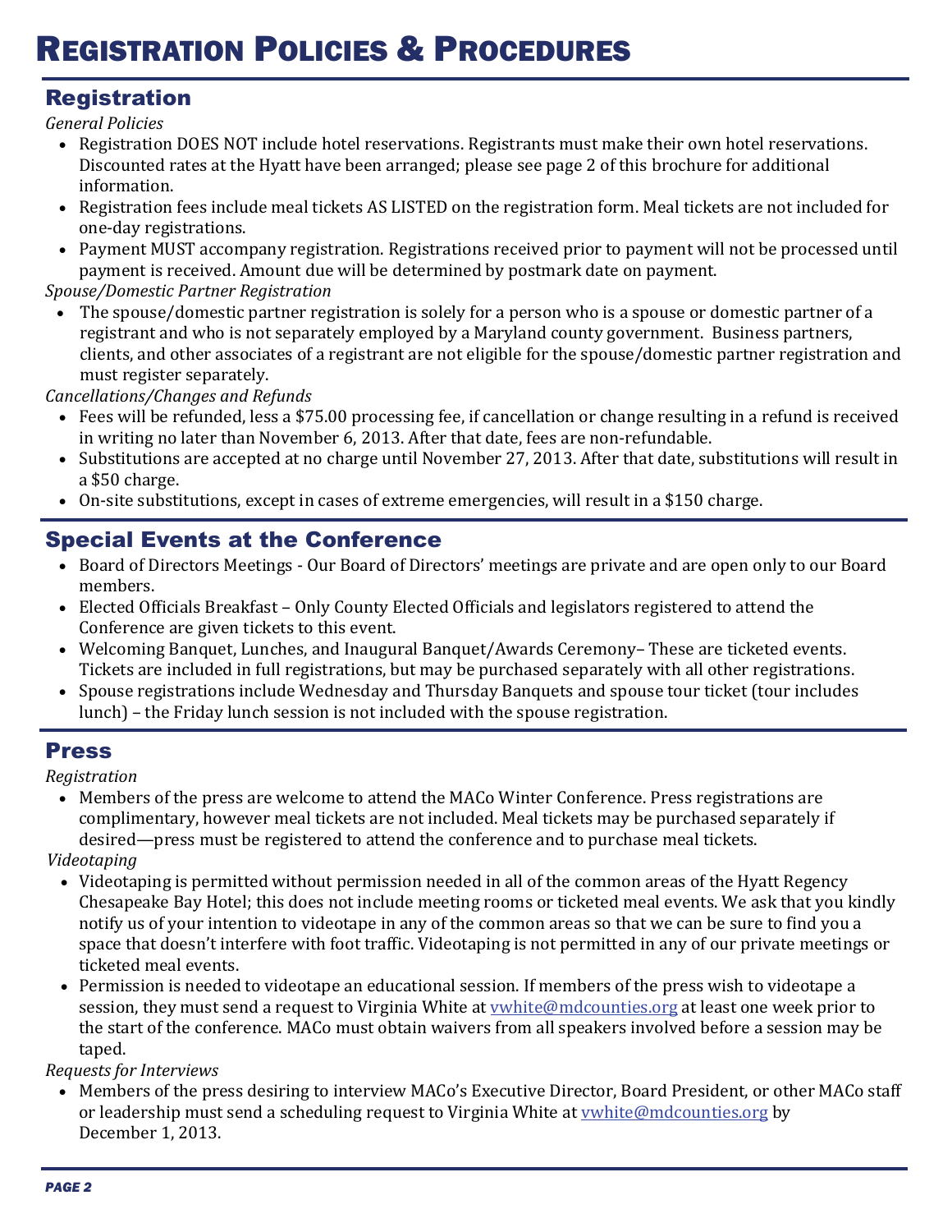# Registration Policies & Procedures

## Registration

*General Policies*

- Registration DOES NOT include hotel reservations. Registrants must make their own hotel reservations. Discounted rates at the Hyatt have been arranged; please see page 2 of this brochure for additional information.
- Registration fees include meal tickets AS LISTED on the registration form. Meal tickets are not included for one-day registrations.
- Payment MUST accompany registration. Registrations received prior to payment will not be processed until payment is received. Amount due will be determined by postmark date on payment.

*Spouse/Domestic Partner Registration*

- The spouse/domestic partner registration is solely for a person who is a spouse or domestic partner of a registrant and who is not separately employed by a Maryland county government. Business partners, clients, and other associates of a registrant are not eligible for the spouse/domestic partner registration and must register separately.

*Cancellations/Changes and Refunds*

- Fees will be refunded, less a $75.00 processing fee, if cancellation or change resulting in a refund is received in writing no later than November 6, 2013. After that date, fees are non-refundable.
- Substitutions are accepted at no charge until November 27, 2013. After that date, substitutions will result in a $50 charge.
- On-site substitutions, except in cases of extreme emergencies, will result in a $150 charge.

## Special Events at the Conference

- Board of Directors Meetings - Our Board of Directors' meetings are private and are open only to our Board members.
- Elected Officials Breakfast – Only County Elected Officials and legislators registered to attend the Conference are given tickets to this event.
- Welcoming Banquet, Lunches, and Inaugural Banquet/Awards Ceremony– These are ticketed events. Tickets are included in full registrations, but may be purchased separately with all other registrations.
- Spouse registrations include Wednesday and Thursday Banquets and spouse tour ticket (tour includes lunch) – the Friday lunch session is not included with the spouse registration.

## Press

*Registration*

- Members of the press are welcome to attend the MACo Winter Conference. Press registrations are complimentary, however meal tickets are not included. Meal tickets may be purchased separately if desired—press must be registered to attend the conference and to purchase meal tickets.

*Videotaping*

- Videotaping is permitted without permission needed in all of the common areas of the Hyatt Regency Chesapeake Bay Hotel; this does not include meeting rooms or ticketed meal events. We ask that you kindly notify us of your intention to videotape in any of the common areas so that we can be sure to find you a space that doesn't interfere with foot traffic. Videotaping is not permitted in any of our private meetings or ticketed meal events.
- Permission is needed to videotape an educational session. If members of the press wish to videotape a session, they must send a request to Virginia White at vwhite@mdcounties.org at least one week prior to the start of the conference. MACo must obtain waivers from all speakers involved before a session may be taped.

*Requests for Interviews*

- Members of the press desiring to interview MACo's Executive Director, Board President, or other MACo staff or leadership must send a scheduling request to Virginia White at vwhite@mdcounties.org by December 1, 2013.